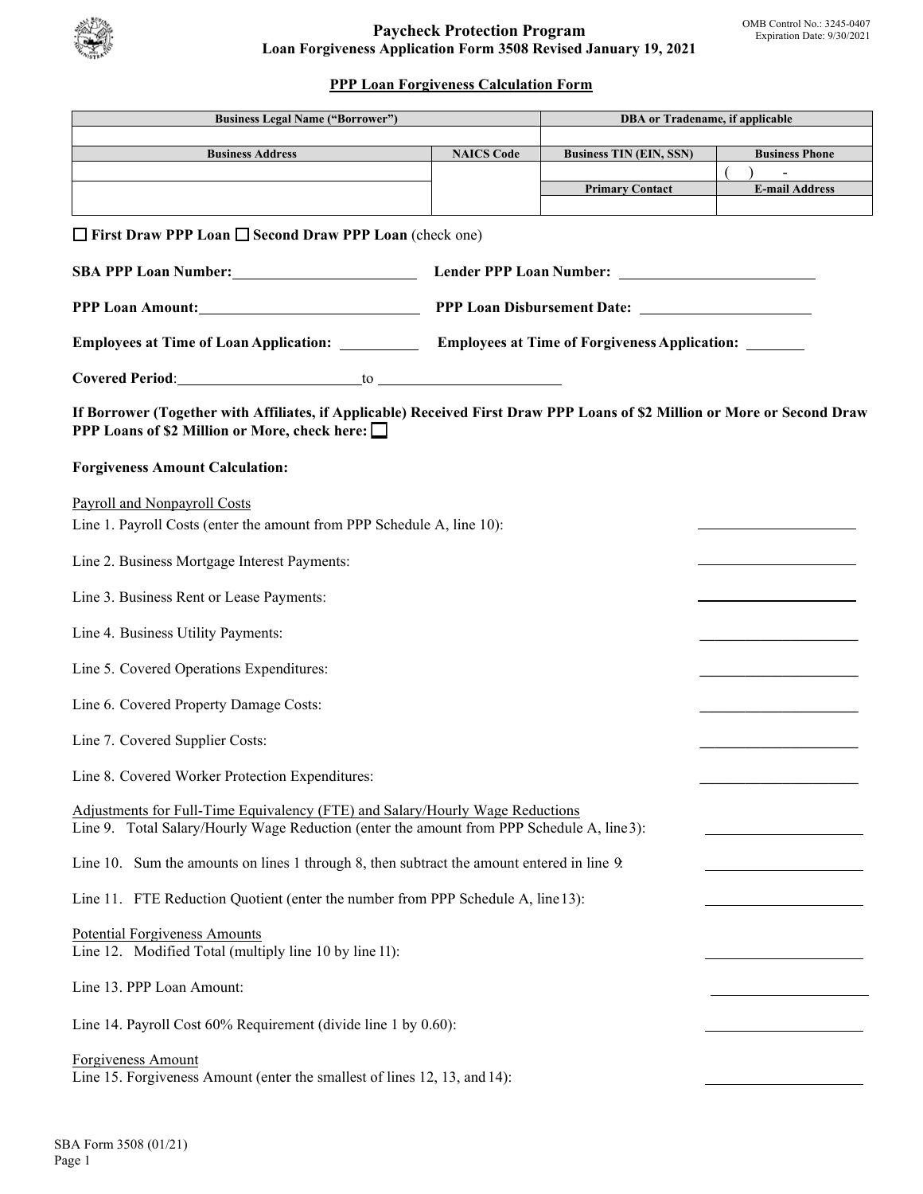# Paycheck Protection Program
## Loan Forgiveness Application Form 3508 Revised January 19, 2021

OMB Control No.: 3245-0407
Expiration Date: 9/30/2021

### PPP Loan Forgiveness Calculation Form

| Business Legal Name ("Borrower") | | DBA or Tradename, if applicable | |
|---|---|---|---|
| | | | |
| **Business Address** | **NAICS Code** | **Business TIN (EIN, SSN)** | **Business Phone** |
| | | | ( ) - |
| | | **Primary Contact** | **E-mail Address** |
| | | | |

☐ **First Draw PPP Loan** ☐ **Second Draw PPP Loan** (check one)

**SBA PPP Loan Number:** ______________________ **Lender PPP Loan Number:** ______________________

**PPP Loan Amount:** ______________________ **PPP Loan Disbursement Date:** ______________________

**Employees at Time of Loan Application:** __________ **Employees at Time of Forgiveness Application:** __________

**Covered Period**: ______________________ to ______________________

**If Borrower (Together with Affiliates, if Applicable) Received First Draw PPP Loans of $2 Million or More or Second Draw PPP Loans of $2 Million or More, check here:** ☐

**Forgiveness Amount Calculation:**

Payroll and Nonpayroll Costs

Line 1. Payroll Costs (enter the amount from PPP Schedule A, line 10): ______________________

Line 2. Business Mortgage Interest Payments: ______________________

Line 3. Business Rent or Lease Payments: ______________________

Line 4. Business Utility Payments: ______________________

Line 5. Covered Operations Expenditures: ______________________

Line 6. Covered Property Damage Costs: ______________________

Line 7. Covered Supplier Costs: ______________________

Line 8. Covered Worker Protection Expenditures: ______________________

Adjustments for Full-Time Equivalency (FTE) and Salary/Hourly Wage Reductions

Line 9. Total Salary/Hourly Wage Reduction (enter the amount from PPP Schedule A, line 3): ______________________

Line 10. Sum the amounts on lines 1 through 8, then subtract the amount entered in line 9: ______________________

Line 11. FTE Reduction Quotient (enter the number from PPP Schedule A, line 13): ______________________

Potential Forgiveness Amounts

Line 12. Modified Total (multiply line 10 by line 11): ______________________

Line 13. PPP Loan Amount: ______________________

Line 14. Payroll Cost 60% Requirement (divide line 1 by 0.60): ______________________

Forgiveness Amount

Line 15. Forgiveness Amount (enter the smallest of lines 12, 13, and 14): ______________________

SBA Form 3508 (01/21)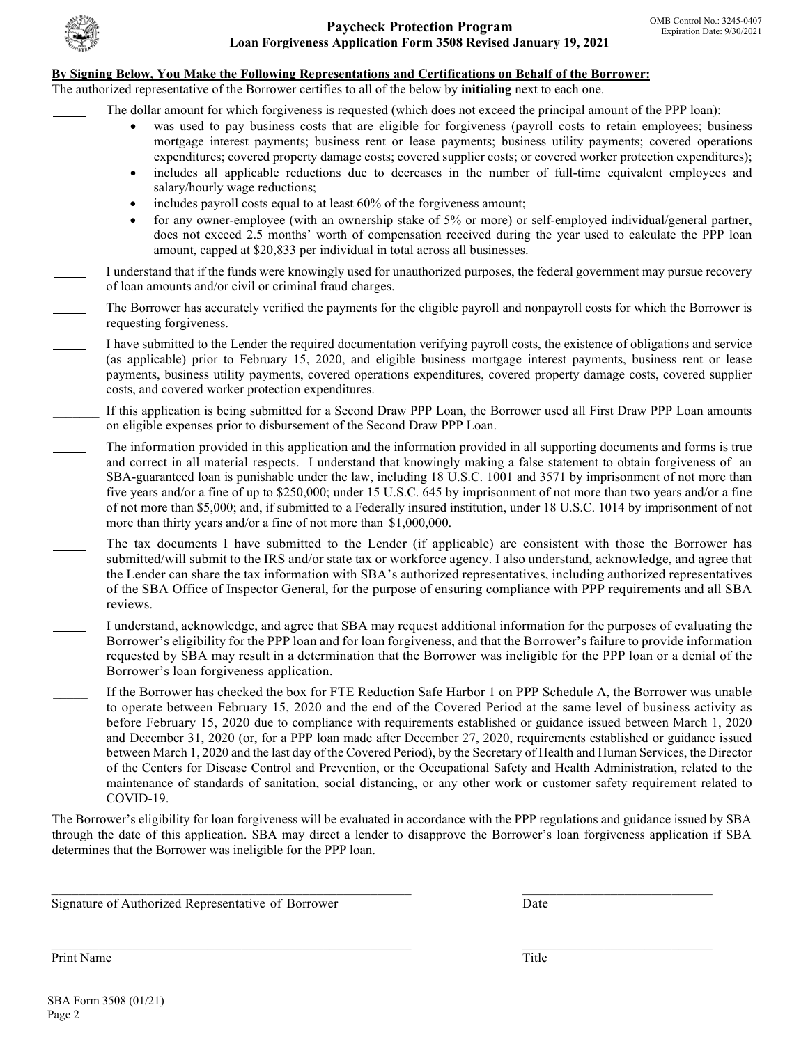# Paycheck Protection Program
## Loan Forgiveness Application Form 3508 Revised January 19, 2021

**By Signing Below, You Make the Following Representations and Certifications on Behalf of the Borrower:**

The authorized representative of the Borrower certifies to all of the below by **initialing** next to each one.

_____ The dollar amount for which forgiveness is requested (which does not exceed the principal amount of the PPP loan):

- was used to pay business costs that are eligible for forgiveness (payroll costs to retain employees; business mortgage interest payments; business rent or lease payments; business utility payments; covered operations expenditures; covered property damage costs; covered supplier costs; or covered worker protection expenditures);
- includes all applicable reductions due to decreases in the number of full-time equivalent employees and salary/hourly wage reductions;
- includes payroll costs equal to at least 60% of the forgiveness amount;
- for any owner-employee (with an ownership stake of 5% or more) or self-employed individual/general partner, does not exceed 2.5 months' worth of compensation received during the year used to calculate the PPP loan amount, capped at $20,833 per individual in total across all businesses.

_____ I understand that if the funds were knowingly used for unauthorized purposes, the federal government may pursue recovery of loan amounts and/or civil or criminal fraud charges.

_____ The Borrower has accurately verified the payments for the eligible payroll and nonpayroll costs for which the Borrower is requesting forgiveness.

_____ I have submitted to the Lender the required documentation verifying payroll costs, the existence of obligations and service (as applicable) prior to February 15, 2020, and eligible business mortgage interest payments, business rent or lease payments, business utility payments, covered operations expenditures, covered property damage costs, covered supplier costs, and covered worker protection expenditures.

_______ If this application is being submitted for a Second Draw PPP Loan, the Borrower used all First Draw PPP Loan amounts on eligible expenses prior to disbursement of the Second Draw PPP Loan.

_____ The information provided in this application and the information provided in all supporting documents and forms is true and correct in all material respects. I understand that knowingly making a false statement to obtain forgiveness of an SBA-guaranteed loan is punishable under the law, including 18 U.S.C. 1001 and 3571 by imprisonment of not more than five years and/or a fine of up to $250,000; under 15 U.S.C. 645 by imprisonment of not more than two years and/or a fine of not more than $5,000; and, if submitted to a Federally insured institution, under 18 U.S.C. 1014 by imprisonment of not more than thirty years and/or a fine of not more than $1,000,000.

_____ The tax documents I have submitted to the Lender (if applicable) are consistent with those the Borrower has submitted/will submit to the IRS and/or state tax or workforce agency. I also understand, acknowledge, and agree that the Lender can share the tax information with SBA's authorized representatives, including authorized representatives of the SBA Office of Inspector General, for the purpose of ensuring compliance with PPP requirements and all SBA reviews.

_____ I understand, acknowledge, and agree that SBA may request additional information for the purposes of evaluating the Borrower's eligibility for the PPP loan and for loan forgiveness, and that the Borrower's failure to provide information requested by SBA may result in a determination that the Borrower was ineligible for the PPP loan or a denial of the Borrower's loan forgiveness application.

_____ If the Borrower has checked the box for FTE Reduction Safe Harbor 1 on PPP Schedule A, the Borrower was unable to operate between February 15, 2020 and the end of the Covered Period at the same level of business activity as before February 15, 2020 due to compliance with requirements established or guidance issued between March 1, 2020 and December 31, 2020 (or, for a PPP loan made after December 27, 2020, requirements established or guidance issued between March 1, 2020 and the last day of the Covered Period), by the Secretary of Health and Human Services, the Director of the Centers for Disease Control and Prevention, or the Occupational Safety and Health Administration, related to the maintenance of standards of sanitation, social distancing, or any other work or customer safety requirement related to COVID-19.

The Borrower's eligibility for loan forgiveness will be evaluated in accordance with the PPP regulations and guidance issued by SBA through the date of this application. SBA may direct a lender to disapprove the Borrower's loan forgiveness application if SBA determines that the Borrower was ineligible for the PPP loan.

_______________________________________________ ___________________________

Signature of Authorized Representative of Borrower Date

_______________________________________________ ___________________________

Print Name Title

SBA Form 3508 (01/21)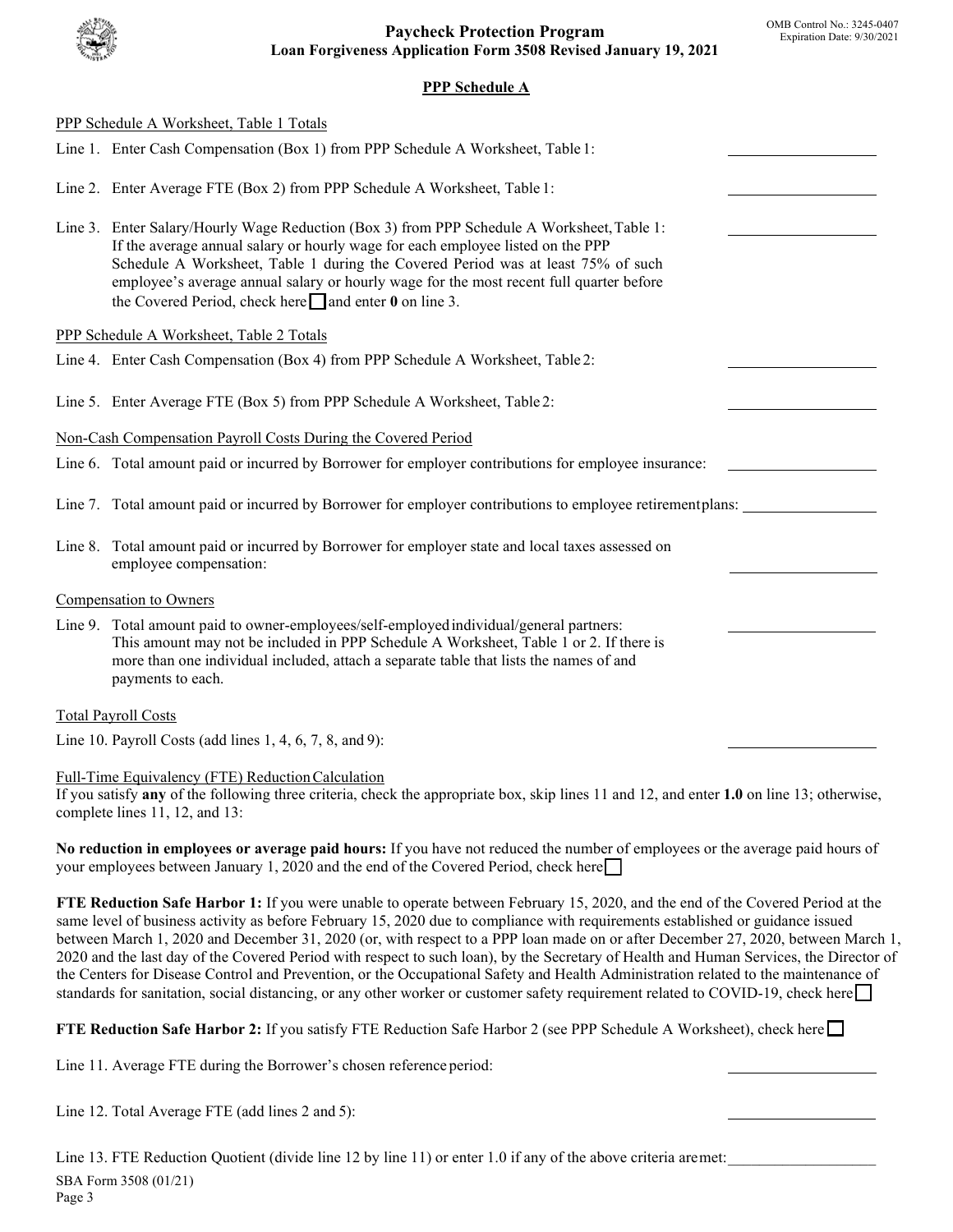# Paycheck Protection Program
## Loan Forgiveness Application Form 3508 Revised January 19, 2021

OMB Control No.: 3245-0407
Expiration Date: 9/30/2021

### PPP Schedule A

PPP Schedule A Worksheet, Table 1 Totals

Line 1. Enter Cash Compensation (Box 1) from PPP Schedule A Worksheet, Table 1: \_\_\_\_\_\_\_\_\_\_\_\_\_\_\_\_

Line 2. Enter Average FTE (Box 2) from PPP Schedule A Worksheet, Table 1: \_\_\_\_\_\_\_\_\_\_\_\_\_\_\_\_

Line 3. Enter Salary/Hourly Wage Reduction (Box 3) from PPP Schedule A Worksheet, Table 1: \_\_\_\_\_\_\_\_\_\_\_\_\_\_\_\_
If the average annual salary or hourly wage for each employee listed on the PPP Schedule A Worksheet, Table 1 during the Covered Period was at least 75% of such employee's average annual salary or hourly wage for the most recent full quarter before the Covered Period, check here ☐ and enter **0** on line 3.

PPP Schedule A Worksheet, Table 2 Totals

Line 4. Enter Cash Compensation (Box 4) from PPP Schedule A Worksheet, Table 2: \_\_\_\_\_\_\_\_\_\_\_\_\_\_\_\_

Line 5. Enter Average FTE (Box 5) from PPP Schedule A Worksheet, Table 2: \_\_\_\_\_\_\_\_\_\_\_\_\_\_\_\_

Non-Cash Compensation Payroll Costs During the Covered Period

Line 6. Total amount paid or incurred by Borrower for employer contributions for employee insurance: \_\_\_\_\_\_\_\_\_\_\_\_\_\_\_\_

Line 7. Total amount paid or incurred by Borrower for employer contributions to employee retirement plans: \_\_\_\_\_\_\_\_\_\_\_\_\_\_\_\_

Line 8. Total amount paid or incurred by Borrower for employer state and local taxes assessed on employee compensation: \_\_\_\_\_\_\_\_\_\_\_\_\_\_\_\_

Compensation to Owners

Line 9. Total amount paid to owner-employees/self-employed individual/general partners: \_\_\_\_\_\_\_\_\_\_\_\_\_\_\_\_
This amount may not be included in PPP Schedule A Worksheet, Table 1 or 2. If there is more than one individual included, attach a separate table that lists the names of and payments to each.

Total Payroll Costs

Line 10. Payroll Costs (add lines 1, 4, 6, 7, 8, and 9): \_\_\_\_\_\_\_\_\_\_\_\_\_\_\_\_

Full-Time Equivalency (FTE) Reduction Calculation

If you satisfy **any** of the following three criteria, check the appropriate box, skip lines 11 and 12, and enter **1.0** on line 13; otherwise, complete lines 11, 12, and 13:

**No reduction in employees or average paid hours:** If you have not reduced the number of employees or the average paid hours of your employees between January 1, 2020 and the end of the Covered Period, check here ☐

**FTE Reduction Safe Harbor 1:** If you were unable to operate between February 15, 2020, and the end of the Covered Period at the same level of business activity as before February 15, 2020 due to compliance with requirements established or guidance issued between March 1, 2020 and December 31, 2020 (or, with respect to a PPP loan made on or after December 27, 2020, between March 1, 2020 and the last day of the Covered Period with respect to such loan), by the Secretary of Health and Human Services, the Director of the Centers for Disease Control and Prevention, or the Occupational Safety and Health Administration related to the maintenance of standards for sanitation, social distancing, or any other worker or customer safety requirement related to COVID-19, check here ☐

**FTE Reduction Safe Harbor 2:** If you satisfy FTE Reduction Safe Harbor 2 (see PPP Schedule A Worksheet), check here ☐

Line 11. Average FTE during the Borrower's chosen reference period: \_\_\_\_\_\_\_\_\_\_\_\_\_\_\_\_

Line 12. Total Average FTE (add lines 2 and 5): \_\_\_\_\_\_\_\_\_\_\_\_\_\_\_\_

Line 13. FTE Reduction Quotient (divide line 12 by line 11) or enter 1.0 if any of the above criteria are met: \_\_\_\_\_\_\_\_\_\_\_\_\_\_\_\_

SBA Form 3508 (01/21)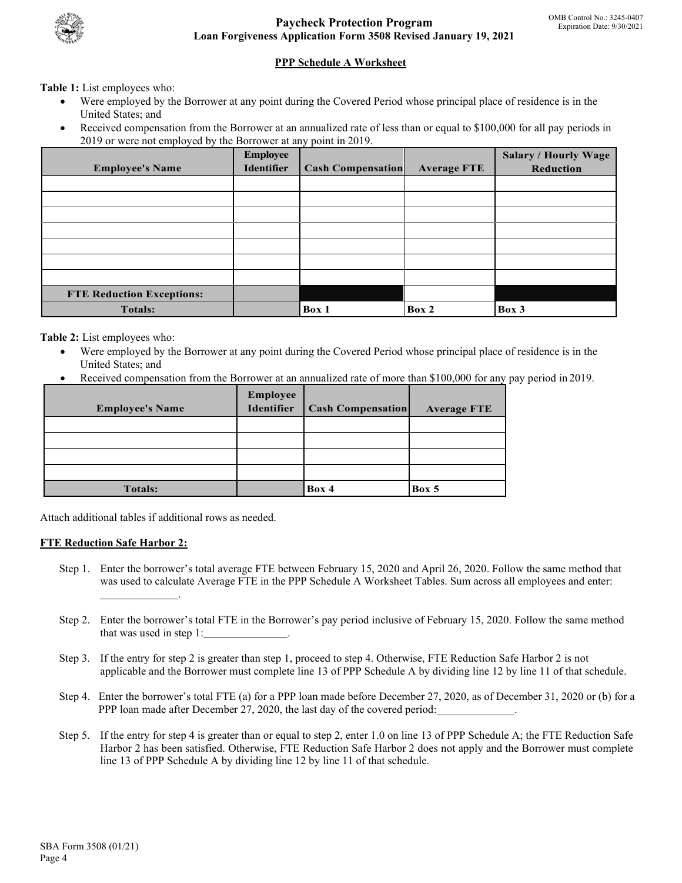# Paycheck Protection Program
## Loan Forgiveness Application Form 3508 Revised January 19, 2021

OMB Control No.: 3245-0407
Expiration Date: 9/30/2021

### PPP Schedule A Worksheet

**Table 1:** List employees who:

- Were employed by the Borrower at any point during the Covered Period whose principal place of residence is in the United States; and
- Received compensation from the Borrower at an annualized rate of less than or equal to $100,000 for all pay periods in 2019 or were not employed by the Borrower at any point in 2019.

| Employee's Name | Employee Identifier | Cash Compensation | Average FTE | Salary / Hourly Wage Reduction |
|---|---|---|---|---|
| | | | | |
| | | | | |
| | | | | |
| | | | | |
| | | | | |
| | | | | |
| | | | | |
| **FTE Reduction Exceptions:** | | | | |
| **Totals:** | | **Box 1** | **Box 2** | **Box 3** |

**Table 2:** List employees who:

- Were employed by the Borrower at any point during the Covered Period whose principal place of residence is in the United States; and
- Received compensation from the Borrower at an annualized rate of more than $100,000 for any pay period in 2019.

| Employee's Name | Employee Identifier | Cash Compensation | Average FTE |
|---|---|---|---|
| | | | |
| | | | |
| | | | |
| | | | |
| **Totals:** | | **Box 4** | **Box 5** |

Attach additional tables if additional rows as needed.

**FTE Reduction Safe Harbor 2:**

Step 1. Enter the borrower's total average FTE between February 15, 2020 and April 26, 2020. Follow the same method that was used to calculate Average FTE in the PPP Schedule A Worksheet Tables. Sum across all employees and enter: ______________.

Step 2. Enter the borrower's total FTE in the Borrower's pay period inclusive of February 15, 2020. Follow the same method that was used in step 1: ______________.

Step 3. If the entry for step 2 is greater than step 1, proceed to step 4. Otherwise, FTE Reduction Safe Harbor 2 is not applicable and the Borrower must complete line 13 of PPP Schedule A by dividing line 12 by line 11 of that schedule.

Step 4. Enter the borrower's total FTE (a) for a PPP loan made before December 27, 2020, as of December 31, 2020 or (b) for a PPP loan made after December 27, 2020, the last day of the covered period: ______________.

Step 5. If the entry for step 4 is greater than or equal to step 2, enter 1.0 on line 13 of PPP Schedule A; the FTE Reduction Safe Harbor 2 has been satisfied. Otherwise, FTE Reduction Safe Harbor 2 does not apply and the Borrower must complete line 13 of PPP Schedule A by dividing line 12 by line 11 of that schedule.

SBA Form 3508 (01/21)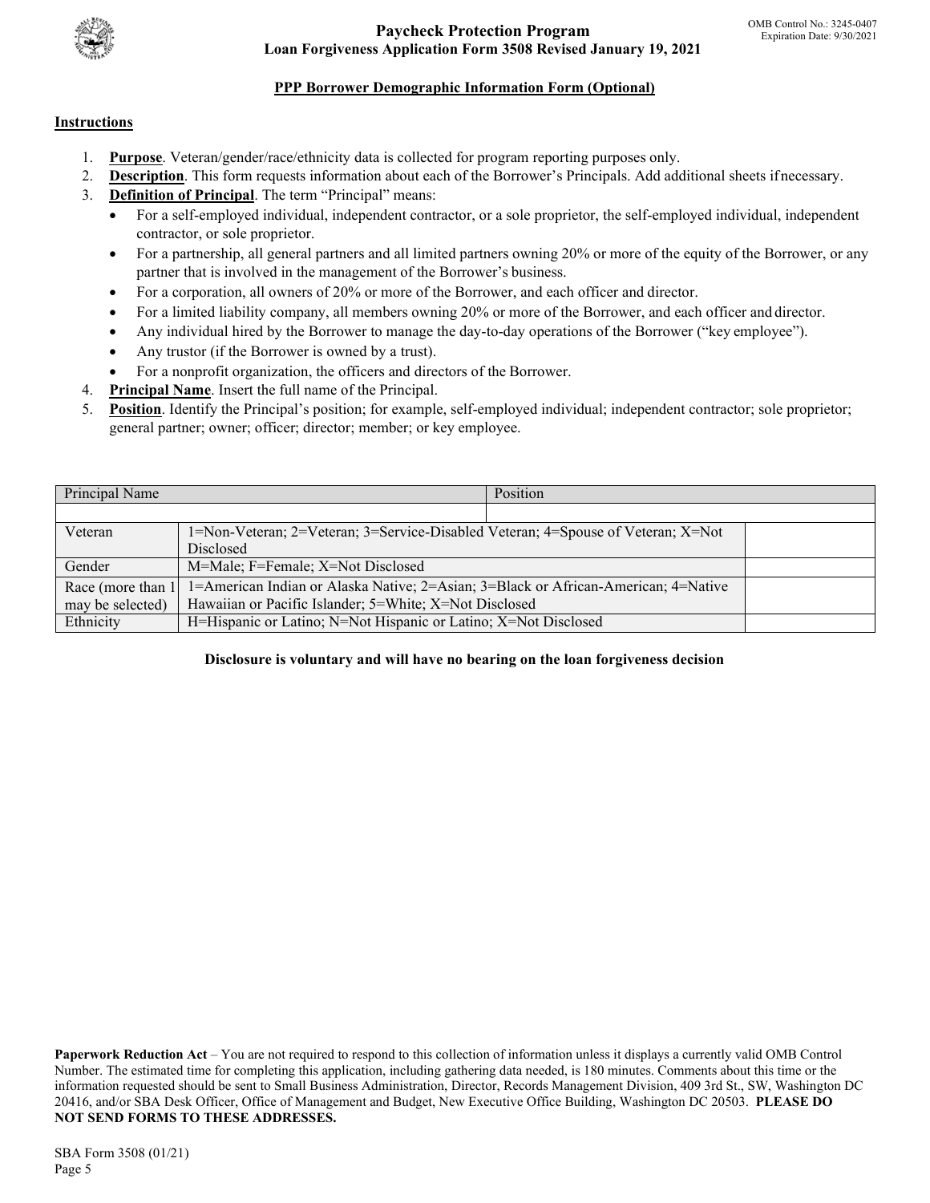# Paycheck Protection Program
## Loan Forgiveness Application Form 3508 Revised January 19, 2021

OMB Control No.: 3245-0407
Expiration Date: 9/30/2021

### PPP Borrower Demographic Information Form (Optional)

**Instructions**

1. **Purpose**. Veteran/gender/race/ethnicity data is collected for program reporting purposes only.
2. **Description**. This form requests information about each of the Borrower's Principals. Add additional sheets if necessary.
3. **Definition of Principal**. The term "Principal" means:
   - For a self-employed individual, independent contractor, or a sole proprietor, the self-employed individual, independent contractor, or sole proprietor.
   - For a partnership, all general partners and all limited partners owning 20% or more of the equity of the Borrower, or any partner that is involved in the management of the Borrower's business.
   - For a corporation, all owners of 20% or more of the Borrower, and each officer and director.
   - For a limited liability company, all members owning 20% or more of the Borrower, and each officer and director.
   - Any individual hired by the Borrower to manage the day-to-day operations of the Borrower ("key employee").
   - Any trustor (if the Borrower is owned by a trust).
   - For a nonprofit organization, the officers and directors of the Borrower.
4. **Principal Name**. Insert the full name of the Principal.
5. **Position**. Identify the Principal's position; for example, self-employed individual; independent contractor; sole proprietor; general partner; owner; officer; director; member; or key employee.

| Principal Name | | Position |
|---|---|---|
| | | |
| Veteran | 1=Non-Veteran; 2=Veteran; 3=Service-Disabled Veteran; 4=Spouse of Veteran; X=Not Disclosed | |
| Gender | M=Male; F=Female; X=Not Disclosed | |
| Race (more than 1 may be selected) | 1=American Indian or Alaska Native; 2=Asian; 3=Black or African-American; 4=Native Hawaiian or Pacific Islander; 5=White; X=Not Disclosed | |
| Ethnicity | H=Hispanic or Latino; N=Not Hispanic or Latino; X=Not Disclosed | |

**Disclosure is voluntary and will have no bearing on the loan forgiveness decision**

**Paperwork Reduction Act** – You are not required to respond to this collection of information unless it displays a currently valid OMB Control Number. The estimated time for completing this application, including gathering data needed, is 180 minutes. Comments about this time or the information requested should be sent to Small Business Administration, Director, Records Management Division, 409 3rd St., SW, Washington DC 20416, and/or SBA Desk Officer, Office of Management and Budget, New Executive Office Building, Washington DC 20503. **PLEASE DO NOT SEND FORMS TO THESE ADDRESSES.**

SBA Form 3508 (01/21)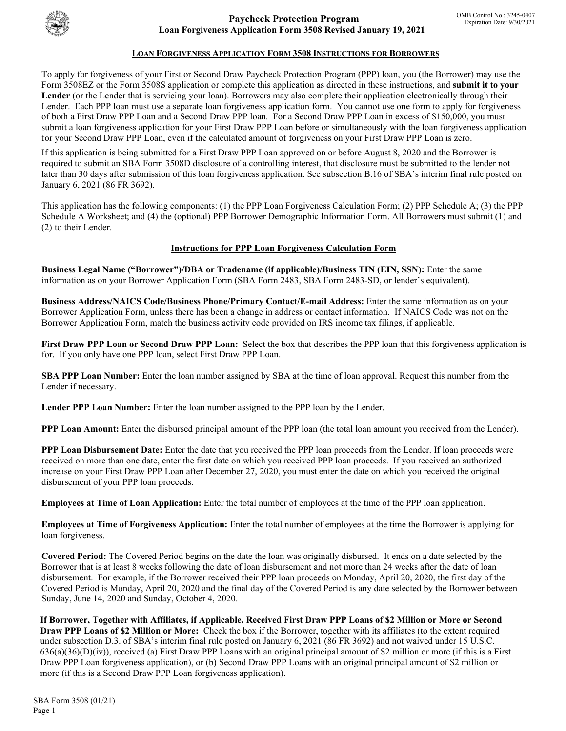# Paycheck Protection Program
## Loan Forgiveness Application Form 3508 Revised January 19, 2021

OMB Control No.: 3245-0407
Expiration Date: 9/30/2021

### LOAN FORGIVENESS APPLICATION FORM 3508 INSTRUCTIONS FOR BORROWERS

To apply for forgiveness of your First or Second Draw Paycheck Protection Program (PPP) loan, you (the Borrower) may use the Form 3508EZ or the Form 3508S application or complete this application as directed in these instructions, and **submit it to your Lender** (or the Lender that is servicing your loan). Borrowers may also complete their application electronically through their Lender. Each PPP loan must use a separate loan forgiveness application form. You cannot use one form to apply for forgiveness of both a First Draw PPP Loan and a Second Draw PPP loan. For a Second Draw PPP Loan in excess of $150,000, you must submit a loan forgiveness application for your First Draw PPP Loan before or simultaneously with the loan forgiveness application for your Second Draw PPP Loan, even if the calculated amount of forgiveness on your First Draw PPP Loan is zero.

If this application is being submitted for a First Draw PPP Loan approved on or before August 8, 2020 and the Borrower is required to submit an SBA Form 3508D disclosure of a controlling interest, that disclosure must be submitted to the lender not later than 30 days after submission of this loan forgiveness application. See subsection B.16 of SBA's interim final rule posted on January 6, 2021 (86 FR 3692).

This application has the following components: (1) the PPP Loan Forgiveness Calculation Form; (2) PPP Schedule A; (3) the PPP Schedule A Worksheet; and (4) the (optional) PPP Borrower Demographic Information Form. All Borrowers must submit (1) and (2) to their Lender.

### Instructions for PPP Loan Forgiveness Calculation Form

**Business Legal Name ("Borrower")/DBA or Tradename (if applicable)/Business TIN (EIN, SSN):** Enter the same information as on your Borrower Application Form (SBA Form 2483, SBA Form 2483-SD, or lender's equivalent).

**Business Address/NAICS Code/Business Phone/Primary Contact/E-mail Address:** Enter the same information as on your Borrower Application Form, unless there has been a change in address or contact information. If NAICS Code was not on the Borrower Application Form, match the business activity code provided on IRS income tax filings, if applicable.

**First Draw PPP Loan or Second Draw PPP Loan:** Select the box that describes the PPP loan that this forgiveness application is for. If you only have one PPP loan, select First Draw PPP Loan.

**SBA PPP Loan Number:** Enter the loan number assigned by SBA at the time of loan approval. Request this number from the Lender if necessary.

**Lender PPP Loan Number:** Enter the loan number assigned to the PPP loan by the Lender.

**PPP Loan Amount:** Enter the disbursed principal amount of the PPP loan (the total loan amount you received from the Lender).

**PPP Loan Disbursement Date:** Enter the date that you received the PPP loan proceeds from the Lender. If loan proceeds were received on more than one date, enter the first date on which you received PPP loan proceeds. If you received an authorized increase on your First Draw PPP Loan after December 27, 2020, you must enter the date on which you received the original disbursement of your PPP loan proceeds.

**Employees at Time of Loan Application:** Enter the total number of employees at the time of the PPP loan application.

**Employees at Time of Forgiveness Application:** Enter the total number of employees at the time the Borrower is applying for loan forgiveness.

**Covered Period:** The Covered Period begins on the date the loan was originally disbursed. It ends on a date selected by the Borrower that is at least 8 weeks following the date of loan disbursement and not more than 24 weeks after the date of loan disbursement. For example, if the Borrower received their PPP loan proceeds on Monday, April 20, 2020, the first day of the Covered Period is Monday, April 20, 2020 and the final day of the Covered Period is any date selected by the Borrower between Sunday, June 14, 2020 and Sunday, October 4, 2020.

**If Borrower, Together with Affiliates, if Applicable, Received First Draw PPP Loans of $2 Million or More or Second Draw PPP Loans of $2 Million or More:** Check the box if the Borrower, together with its affiliates (to the extent required under subsection D.3. of SBA's interim final rule posted on January 6, 2021 (86 FR 3692) and not waived under 15 U.S.C. 636(a)(36)(D)(iv)), received (a) First Draw PPP Loans with an original principal amount of $2 million or more (if this is a First Draw PPP Loan forgiveness application), or (b) Second Draw PPP Loans with an original principal amount of $2 million or more (if this is a Second Draw PPP Loan forgiveness application).

SBA Form 3508 (01/21)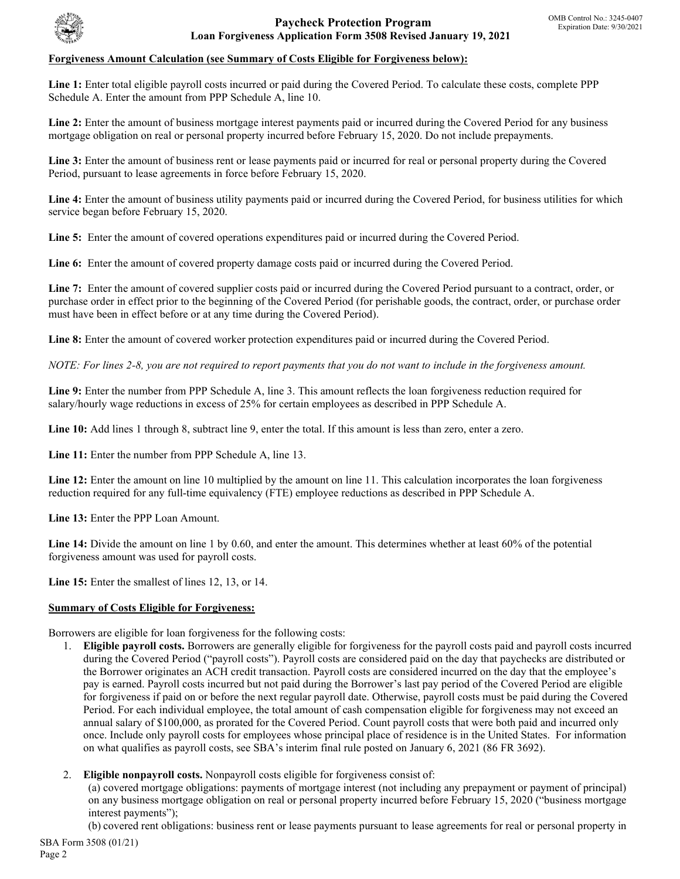**Forgiveness Amount Calculation (see Summary of Costs Eligible for Forgiveness below):**

**Line 1:** Enter total eligible payroll costs incurred or paid during the Covered Period. To calculate these costs, complete PPP Schedule A. Enter the amount from PPP Schedule A, line 10.

**Line 2:** Enter the amount of business mortgage interest payments paid or incurred during the Covered Period for any business mortgage obligation on real or personal property incurred before February 15, 2020. Do not include prepayments.

**Line 3:** Enter the amount of business rent or lease payments paid or incurred for real or personal property during the Covered Period, pursuant to lease agreements in force before February 15, 2020.

**Line 4:** Enter the amount of business utility payments paid or incurred during the Covered Period, for business utilities for which service began before February 15, 2020.

**Line 5:** Enter the amount of covered operations expenditures paid or incurred during the Covered Period.

**Line 6:** Enter the amount of covered property damage costs paid or incurred during the Covered Period.

**Line 7:** Enter the amount of covered supplier costs paid or incurred during the Covered Period pursuant to a contract, order, or purchase order in effect prior to the beginning of the Covered Period (for perishable goods, the contract, order, or purchase order must have been in effect before or at any time during the Covered Period).

**Line 8:** Enter the amount of covered worker protection expenditures paid or incurred during the Covered Period.

*NOTE: For lines 2-8, you are not required to report payments that you do not want to include in the forgiveness amount.*

**Line 9:** Enter the number from PPP Schedule A, line 3. This amount reflects the loan forgiveness reduction required for salary/hourly wage reductions in excess of 25% for certain employees as described in PPP Schedule A.

**Line 10:** Add lines 1 through 8, subtract line 9, enter the total. If this amount is less than zero, enter a zero.

**Line 11:** Enter the number from PPP Schedule A, line 13.

**Line 12:** Enter the amount on line 10 multiplied by the amount on line 11. This calculation incorporates the loan forgiveness reduction required for any full-time equivalency (FTE) employee reductions as described in PPP Schedule A.

**Line 13:** Enter the PPP Loan Amount.

**Line 14:** Divide the amount on line 1 by 0.60, and enter the amount. This determines whether at least 60% of the potential forgiveness amount was used for payroll costs.

**Line 15:** Enter the smallest of lines 12, 13, or 14.

**Summary of Costs Eligible for Forgiveness:**

Borrowers are eligible for loan forgiveness for the following costs:

1. **Eligible payroll costs.** Borrowers are generally eligible for forgiveness for the payroll costs paid and payroll costs incurred during the Covered Period ("payroll costs"). Payroll costs are considered paid on the day that paychecks are distributed or the Borrower originates an ACH credit transaction. Payroll costs are considered incurred on the day that the employee's pay is earned. Payroll costs incurred but not paid during the Borrower's last pay period of the Covered Period are eligible for forgiveness if paid on or before the next regular payroll date. Otherwise, payroll costs must be paid during the Covered Period. For each individual employee, the total amount of cash compensation eligible for forgiveness may not exceed an annual salary of $100,000, as prorated for the Covered Period. Count payroll costs that were both paid and incurred only once. Include only payroll costs for employees whose principal place of residence is in the United States. For information on what qualifies as payroll costs, see SBA's interim final rule posted on January 6, 2021 (86 FR 3692).

2. **Eligible nonpayroll costs.** Nonpayroll costs eligible for forgiveness consist of:
   (a) covered mortgage obligations: payments of mortgage interest (not including any prepayment or payment of principal) on any business mortgage obligation on real or personal property incurred before February 15, 2020 ("business mortgage interest payments");
   (b) covered rent obligations: business rent or lease payments pursuant to lease agreements for real or personal property in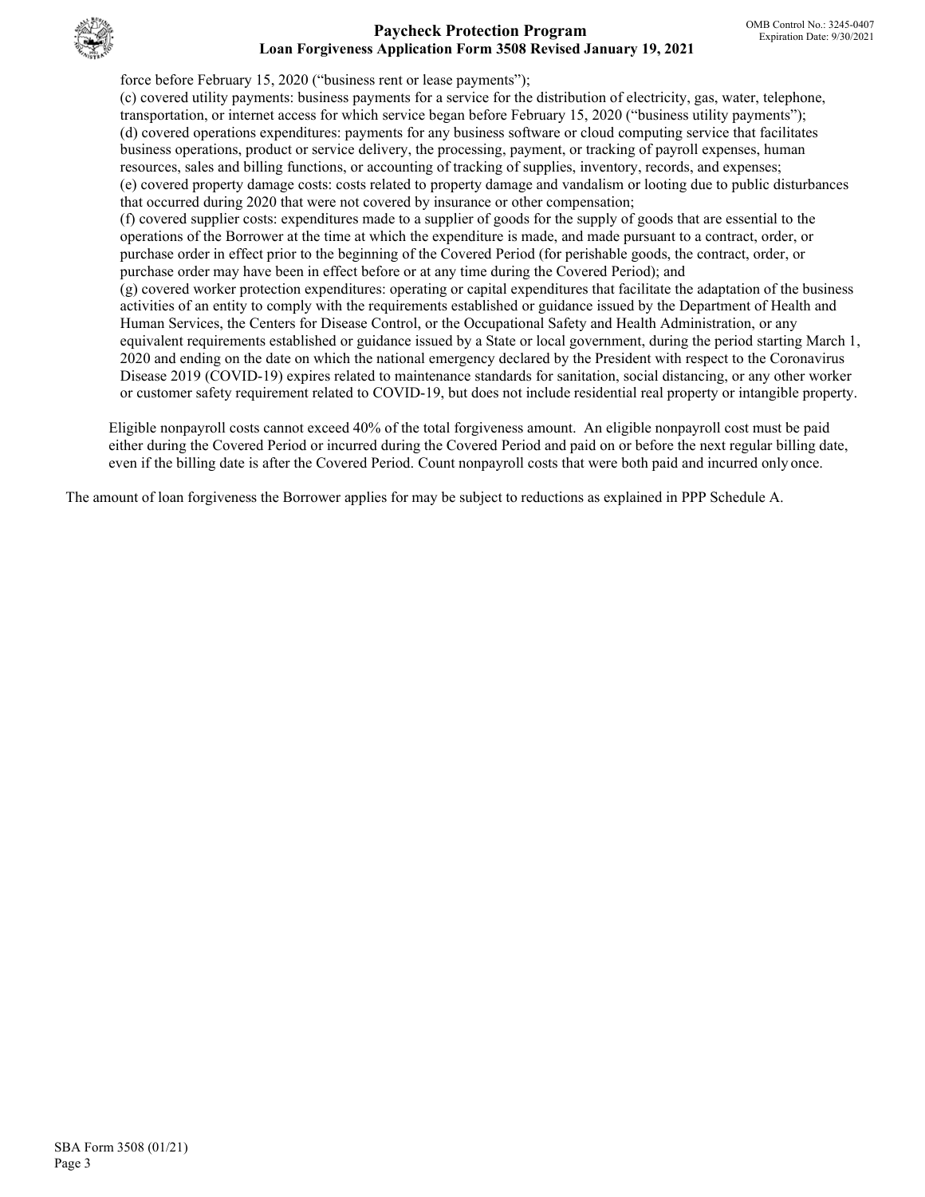force before February 15, 2020 ("business rent or lease payments");

(c) covered utility payments: business payments for a service for the distribution of electricity, gas, water, telephone, transportation, or internet access for which service began before February 15, 2020 ("business utility payments");

(d) covered operations expenditures: payments for any business software or cloud computing service that facilitates business operations, product or service delivery, the processing, payment, or tracking of payroll expenses, human resources, sales and billing functions, or accounting of tracking of supplies, inventory, records, and expenses;

(e) covered property damage costs: costs related to property damage and vandalism or looting due to public disturbances that occurred during 2020 that were not covered by insurance or other compensation;

(f) covered supplier costs: expenditures made to a supplier of goods for the supply of goods that are essential to the operations of the Borrower at the time at which the expenditure is made, and made pursuant to a contract, order, or purchase order in effect prior to the beginning of the Covered Period (for perishable goods, the contract, order, or purchase order may have been in effect before or at any time during the Covered Period); and

(g) covered worker protection expenditures: operating or capital expenditures that facilitate the adaptation of the business activities of an entity to comply with the requirements established or guidance issued by the Department of Health and Human Services, the Centers for Disease Control, or the Occupational Safety and Health Administration, or any equivalent requirements established or guidance issued by a State or local government, during the period starting March 1, 2020 and ending on the date on which the national emergency declared by the President with respect to the Coronavirus Disease 2019 (COVID-19) expires related to maintenance standards for sanitation, social distancing, or any other worker or customer safety requirement related to COVID-19, but does not include residential real property or intangible property.

Eligible nonpayroll costs cannot exceed 40% of the total forgiveness amount. An eligible nonpayroll cost must be paid either during the Covered Period or incurred during the Covered Period and paid on or before the next regular billing date, even if the billing date is after the Covered Period. Count nonpayroll costs that were both paid and incurred only once.

The amount of loan forgiveness the Borrower applies for may be subject to reductions as explained in PPP Schedule A.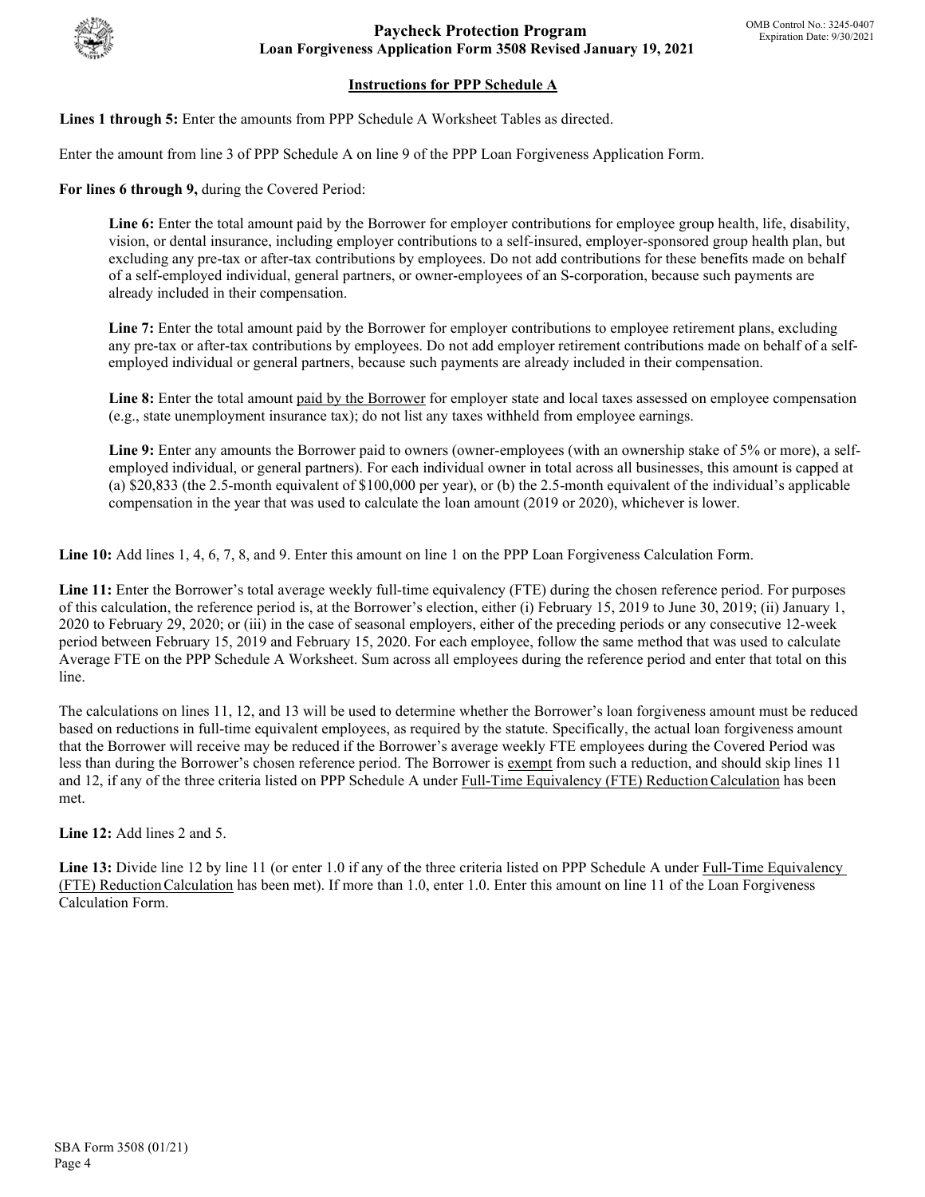## Instructions for PPP Schedule A

**Lines 1 through 5:** Enter the amounts from PPP Schedule A Worksheet Tables as directed.

Enter the amount from line 3 of PPP Schedule A on line 9 of the PPP Loan Forgiveness Application Form.

**For lines 6 through 9,** during the Covered Period:

> **Line 6:** Enter the total amount paid by the Borrower for employer contributions for employee group health, life, disability, vision, or dental insurance, including employer contributions to a self-insured, employer-sponsored group health plan, but excluding any pre-tax or after-tax contributions by employees. Do not add contributions for these benefits made on behalf of a self-employed individual, general partners, or owner-employees of an S-corporation, because such payments are already included in their compensation.
>
> **Line 7:** Enter the total amount paid by the Borrower for employer contributions to employee retirement plans, excluding any pre-tax or after-tax contributions by employees. Do not add employer retirement contributions made on behalf of a self-employed individual or general partners, because such payments are already included in their compensation.
>
> **Line 8:** Enter the total amount paid by the Borrower for employer state and local taxes assessed on employee compensation (e.g., state unemployment insurance tax); do not list any taxes withheld from employee earnings.
>
> **Line 9:** Enter any amounts the Borrower paid to owners (owner-employees (with an ownership stake of 5% or more), a self-employed individual, or general partners). For each individual owner in total across all businesses, this amount is capped at (a) $20,833 (the 2.5-month equivalent of $100,000 per year), or (b) the 2.5-month equivalent of the individual's applicable compensation in the year that was used to calculate the loan amount (2019 or 2020), whichever is lower.

**Line 10:** Add lines 1, 4, 6, 7, 8, and 9. Enter this amount on line 1 on the PPP Loan Forgiveness Calculation Form.

**Line 11:** Enter the Borrower's total average weekly full-time equivalency (FTE) during the chosen reference period. For purposes of this calculation, the reference period is, at the Borrower's election, either (i) February 15, 2019 to June 30, 2019; (ii) January 1, 2020 to February 29, 2020; or (iii) in the case of seasonal employers, either of the preceding periods or any consecutive 12-week period between February 15, 2019 and February 15, 2020. For each employee, follow the same method that was used to calculate Average FTE on the PPP Schedule A Worksheet. Sum across all employees during the reference period and enter that total on this line.

The calculations on lines 11, 12, and 13 will be used to determine whether the Borrower's loan forgiveness amount must be reduced based on reductions in full-time equivalent employees, as required by the statute. Specifically, the actual loan forgiveness amount that the Borrower will receive may be reduced if the Borrower's average weekly FTE employees during the Covered Period was less than during the Borrower's chosen reference period. The Borrower is exempt from such a reduction, and should skip lines 11 and 12, if any of the three criteria listed on PPP Schedule A under Full-Time Equivalency (FTE) Reduction Calculation has been met.

**Line 12:** Add lines 2 and 5.

**Line 13:** Divide line 12 by line 11 (or enter 1.0 if any of the three criteria listed on PPP Schedule A under Full-Time Equivalency (FTE) Reduction Calculation has been met). If more than 1.0, enter 1.0. Enter this amount on line 11 of the Loan Forgiveness Calculation Form.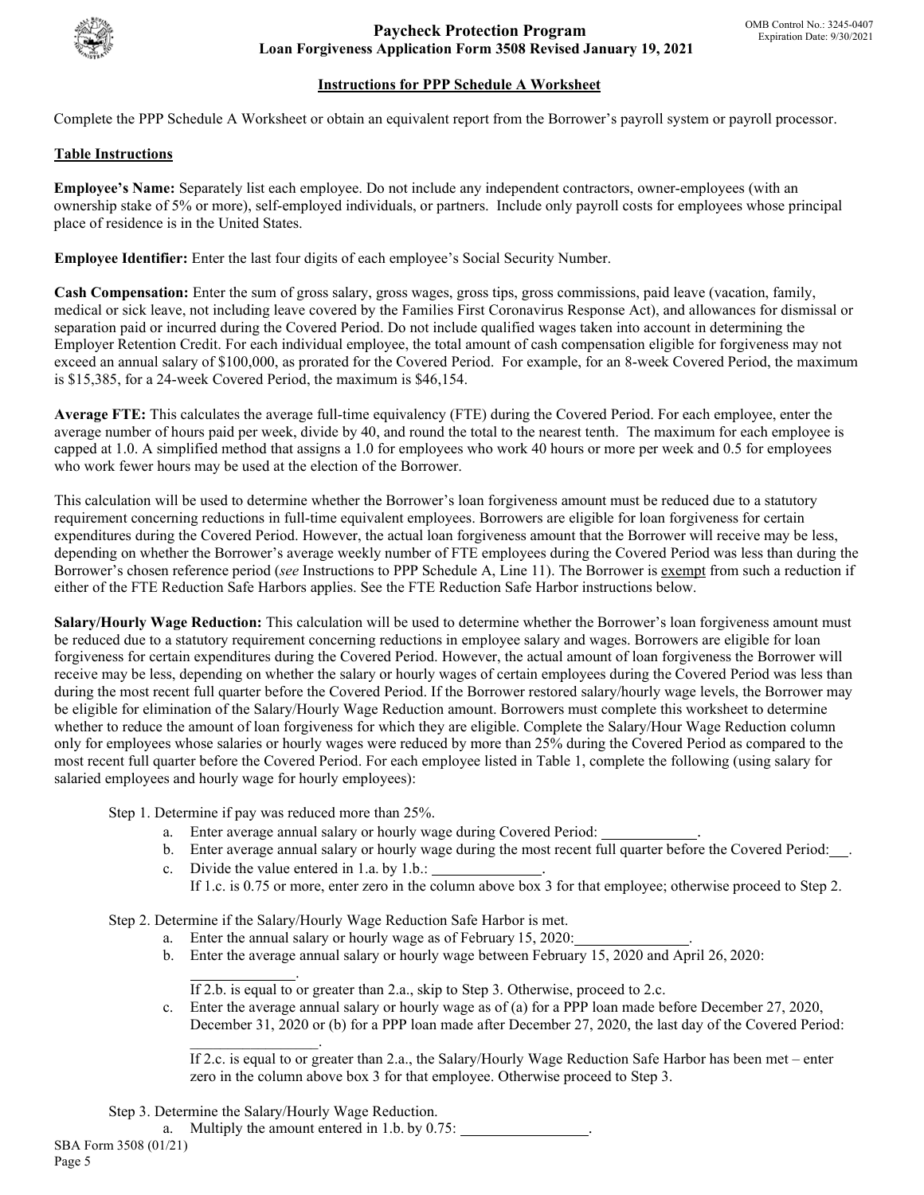# Paycheck Protection Program
## Loan Forgiveness Application Form 3508 Revised January 19, 2021

### Instructions for PPP Schedule A Worksheet

Complete the PPP Schedule A Worksheet or obtain an equivalent report from the Borrower's payroll system or payroll processor.

**Table Instructions**

**Employee's Name:** Separately list each employee. Do not include any independent contractors, owner-employees (with an ownership stake of 5% or more), self-employed individuals, or partners. Include only payroll costs for employees whose principal place of residence is in the United States.

**Employee Identifier:** Enter the last four digits of each employee's Social Security Number.

**Cash Compensation:** Enter the sum of gross salary, gross wages, gross tips, gross commissions, paid leave (vacation, family, medical or sick leave, not including leave covered by the Families First Coronavirus Response Act), and allowances for dismissal or separation paid or incurred during the Covered Period. Do not include qualified wages taken into account in determining the Employer Retention Credit. For each individual employee, the total amount of cash compensation eligible for forgiveness may not exceed an annual salary of $100,000, as prorated for the Covered Period. For example, for an 8-week Covered Period, the maximum is $15,385, for a 24-week Covered Period, the maximum is $46,154.

**Average FTE:** This calculates the average full-time equivalency (FTE) during the Covered Period. For each employee, enter the average number of hours paid per week, divide by 40, and round the total to the nearest tenth. The maximum for each employee is capped at 1.0. A simplified method that assigns a 1.0 for employees who work 40 hours or more per week and 0.5 for employees who work fewer hours may be used at the election of the Borrower.

This calculation will be used to determine whether the Borrower's loan forgiveness amount must be reduced due to a statutory requirement concerning reductions in full-time equivalent employees. Borrowers are eligible for loan forgiveness for certain expenditures during the Covered Period. However, the actual loan forgiveness amount that the Borrower will receive may be less, depending on whether the Borrower's average weekly number of FTE employees during the Covered Period was less than during the Borrower's chosen reference period (*see* Instructions to PPP Schedule A, Line 11). The Borrower is exempt from such a reduction if either of the FTE Reduction Safe Harbors applies. See the FTE Reduction Safe Harbor instructions below.

**Salary/Hourly Wage Reduction:** This calculation will be used to determine whether the Borrower's loan forgiveness amount must be reduced due to a statutory requirement concerning reductions in employee salary and wages. Borrowers are eligible for loan forgiveness for certain expenditures during the Covered Period. However, the actual amount of loan forgiveness the Borrower will receive may be less, depending on whether the salary or hourly wages of certain employees during the Covered Period was less than during the most recent full quarter before the Covered Period. If the Borrower restored salary/hourly wage levels, the Borrower may be eligible for elimination of the Salary/Hourly Wage Reduction amount. Borrowers must complete this worksheet to determine whether to reduce the amount of loan forgiveness for which they are eligible. Complete the Salary/Hour Wage Reduction column only for employees whose salaries or hourly wages were reduced by more than 25% during the Covered Period as compared to the most recent full quarter before the Covered Period. For each employee listed in Table 1, complete the following (using salary for salaried employees and hourly wage for hourly employees):

Step 1. Determine if pay was reduced more than 25%.

a. Enter average annual salary or hourly wage during Covered Period: ____________.
b. Enter average annual salary or hourly wage during the most recent full quarter before the Covered Period: ___.
c. Divide the value entered in 1.a. by 1.b.: ______________.
   If 1.c. is 0.75 or more, enter zero in the column above box 3 for that employee; otherwise proceed to Step 2.

Step 2. Determine if the Salary/Hourly Wage Reduction Safe Harbor is met.

a. Enter the annual salary or hourly wage as of February 15, 2020: ______________.
b. Enter the average annual salary or hourly wage between February 15, 2020 and April 26, 2020: ______________.
   If 2.b. is equal to or greater than 2.a., skip to Step 3. Otherwise, proceed to 2.c.
c. Enter the average annual salary or hourly wage as of (a) for a PPP loan made before December 27, 2020, December 31, 2020 or (b) for a PPP loan made after December 27, 2020, the last day of the Covered Period: ________________.
   If 2.c. is equal to or greater than 2.a., the Salary/Hourly Wage Reduction Safe Harbor has been met – enter zero in the column above box 3 for that employee. Otherwise proceed to Step 3.

Step 3. Determine the Salary/Hourly Wage Reduction.

a. Multiply the amount entered in 1.b. by 0.75: ________________.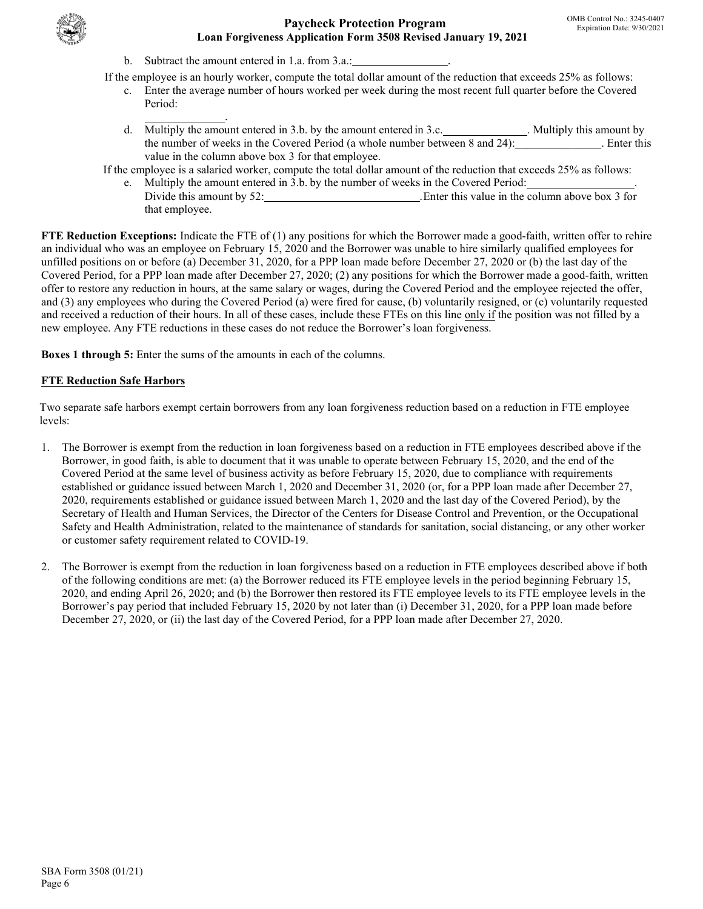b. Subtract the amount entered in 1.a. from 3.a.:\_\_\_\_\_\_\_\_\_\_\_\_\_\_\_\_.

If the employee is an hourly worker, compute the total dollar amount of the reduction that exceeds 25% as follows:

c. Enter the average number of hours worked per week during the most recent full quarter before the Covered Period:
\_\_\_\_\_\_\_\_\_\_\_\_\_\_.

d. Multiply the amount entered in 3.b. by the amount entered in 3.c.\_\_\_\_\_\_\_\_\_\_\_\_\_\_\_. Multiply this amount by the number of weeks in the Covered Period (a whole number between 8 and 24):\_\_\_\_\_\_\_\_\_\_\_\_\_\_\_. Enter this value in the column above box 3 for that employee.

If the employee is a salaried worker, compute the total dollar amount of the reduction that exceeds 25% as follows:

e. Multiply the amount entered in 3.b. by the number of weeks in the Covered Period:\_\_\_\_\_\_\_\_\_\_\_\_\_\_\_\_\_\_. Divide this amount by 52:\_\_\_\_\_\_\_\_\_\_\_\_\_\_\_\_\_\_\_\_\_\_\_\_\_\_\_\_.Enter this value in the column above box 3 for that employee.

**FTE Reduction Exceptions:** Indicate the FTE of (1) any positions for which the Borrower made a good-faith, written offer to rehire an individual who was an employee on February 15, 2020 and the Borrower was unable to hire similarly qualified employees for unfilled positions on or before (a) December 31, 2020, for a PPP loan made before December 27, 2020 or (b) the last day of the Covered Period, for a PPP loan made after December 27, 2020; (2) any positions for which the Borrower made a good-faith, written offer to restore any reduction in hours, at the same salary or wages, during the Covered Period and the employee rejected the offer, and (3) any employees who during the Covered Period (a) were fired for cause, (b) voluntarily resigned, or (c) voluntarily requested and received a reduction of their hours. In all of these cases, include these FTEs on this line <u>only if</u> the position was not filled by a new employee. Any FTE reductions in these cases do not reduce the Borrower's loan forgiveness.

**Boxes 1 through 5:** Enter the sums of the amounts in each of the columns.

**<u>FTE Reduction Safe Harbors</u>**

Two separate safe harbors exempt certain borrowers from any loan forgiveness reduction based on a reduction in FTE employee levels:

1. The Borrower is exempt from the reduction in loan forgiveness based on a reduction in FTE employees described above if the Borrower, in good faith, is able to document that it was unable to operate between February 15, 2020, and the end of the Covered Period at the same level of business activity as before February 15, 2020, due to compliance with requirements established or guidance issued between March 1, 2020 and December 31, 2020 (or, for a PPP loan made after December 27, 2020, requirements established or guidance issued between March 1, 2020 and the last day of the Covered Period), by the Secretary of Health and Human Services, the Director of the Centers for Disease Control and Prevention, or the Occupational Safety and Health Administration, related to the maintenance of standards for sanitation, social distancing, or any other worker or customer safety requirement related to COVID-19.

2. The Borrower is exempt from the reduction in loan forgiveness based on a reduction in FTE employees described above if both of the following conditions are met: (a) the Borrower reduced its FTE employee levels in the period beginning February 15, 2020, and ending April 26, 2020; and (b) the Borrower then restored its FTE employee levels to its FTE employee levels in the Borrower's pay period that included February 15, 2020 by not later than (i) December 31, 2020, for a PPP loan made before December 27, 2020, or (ii) the last day of the Covered Period, for a PPP loan made after December 27, 2020.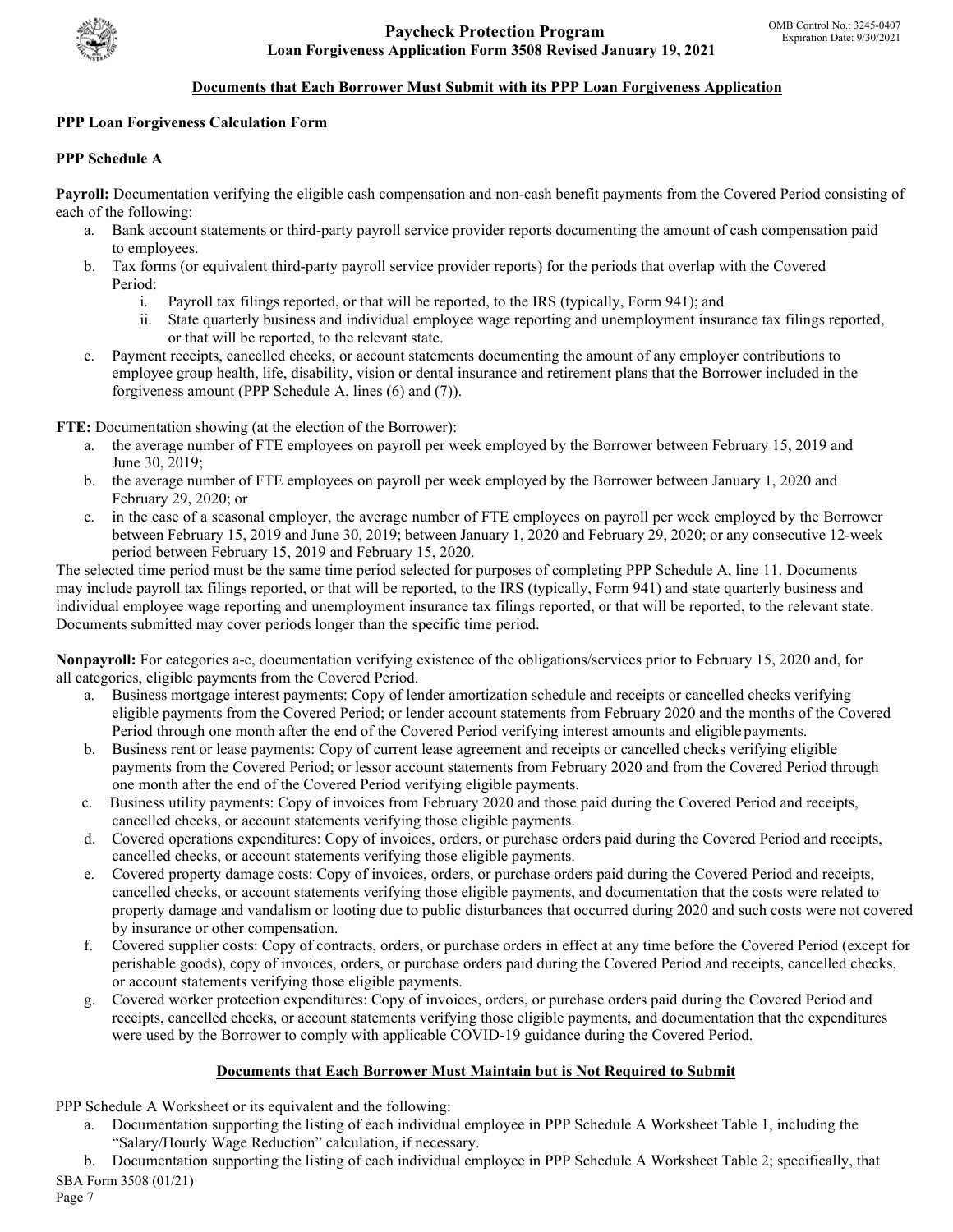## Documents that Each Borrower Must Submit with its PPP Loan Forgiveness Application

**PPP Loan Forgiveness Calculation Form**

**PPP Schedule A**

**Payroll:** Documentation verifying the eligible cash compensation and non-cash benefit payments from the Covered Period consisting of each of the following:

a. Bank account statements or third-party payroll service provider reports documenting the amount of cash compensation paid to employees.
b. Tax forms (or equivalent third-party payroll service provider reports) for the periods that overlap with the Covered Period:
   i. Payroll tax filings reported, or that will be reported, to the IRS (typically, Form 941); and
   ii. State quarterly business and individual employee wage reporting and unemployment insurance tax filings reported, or that will be reported, to the relevant state.
c. Payment receipts, cancelled checks, or account statements documenting the amount of any employer contributions to employee group health, life, disability, vision or dental insurance and retirement plans that the Borrower included in the forgiveness amount (PPP Schedule A, lines (6) and (7)).

**FTE:** Documentation showing (at the election of the Borrower):

a. the average number of FTE employees on payroll per week employed by the Borrower between February 15, 2019 and June 30, 2019;
b. the average number of FTE employees on payroll per week employed by the Borrower between January 1, 2020 and February 29, 2020; or
c. in the case of a seasonal employer, the average number of FTE employees on payroll per week employed by the Borrower between February 15, 2019 and June 30, 2019; between January 1, 2020 and February 29, 2020; or any consecutive 12-week period between February 15, 2019 and February 15, 2020.

The selected time period must be the same time period selected for purposes of completing PPP Schedule A, line 11. Documents may include payroll tax filings reported, or that will be reported, to the IRS (typically, Form 941) and state quarterly business and individual employee wage reporting and unemployment insurance tax filings reported, or that will be reported, to the relevant state. Documents submitted may cover periods longer than the specific time period.

**Nonpayroll:** For categories a-c, documentation verifying existence of the obligations/services prior to February 15, 2020 and, for all categories, eligible payments from the Covered Period.

a. Business mortgage interest payments: Copy of lender amortization schedule and receipts or cancelled checks verifying eligible payments from the Covered Period; or lender account statements from February 2020 and the months of the Covered Period through one month after the end of the Covered Period verifying interest amounts and eligible payments.
b. Business rent or lease payments: Copy of current lease agreement and receipts or cancelled checks verifying eligible payments from the Covered Period; or lessor account statements from February 2020 and from the Covered Period through one month after the end of the Covered Period verifying eligible payments.
c. Business utility payments: Copy of invoices from February 2020 and those paid during the Covered Period and receipts, cancelled checks, or account statements verifying those eligible payments.
d. Covered operations expenditures: Copy of invoices, orders, or purchase orders paid during the Covered Period and receipts, cancelled checks, or account statements verifying those eligible payments.
e. Covered property damage costs: Copy of invoices, orders, or purchase orders paid during the Covered Period and receipts, cancelled checks, or account statements verifying those eligible payments, and documentation that the costs were related to property damage and vandalism or looting due to public disturbances that occurred during 2020 and such costs were not covered by insurance or other compensation.
f. Covered supplier costs: Copy of contracts, orders, or purchase orders in effect at any time before the Covered Period (except for perishable goods), copy of invoices, orders, or purchase orders paid during the Covered Period and receipts, cancelled checks, or account statements verifying those eligible payments.
g. Covered worker protection expenditures: Copy of invoices, orders, or purchase orders paid during the Covered Period and receipts, cancelled checks, or account statements verifying those eligible payments, and documentation that the expenditures were used by the Borrower to comply with applicable COVID-19 guidance during the Covered Period.

## Documents that Each Borrower Must Maintain but is Not Required to Submit

PPP Schedule A Worksheet or its equivalent and the following:

a. Documentation supporting the listing of each individual employee in PPP Schedule A Worksheet Table 1, including the "Salary/Hourly Wage Reduction" calculation, if necessary.
b. Documentation supporting the listing of each individual employee in PPP Schedule A Worksheet Table 2; specifically, that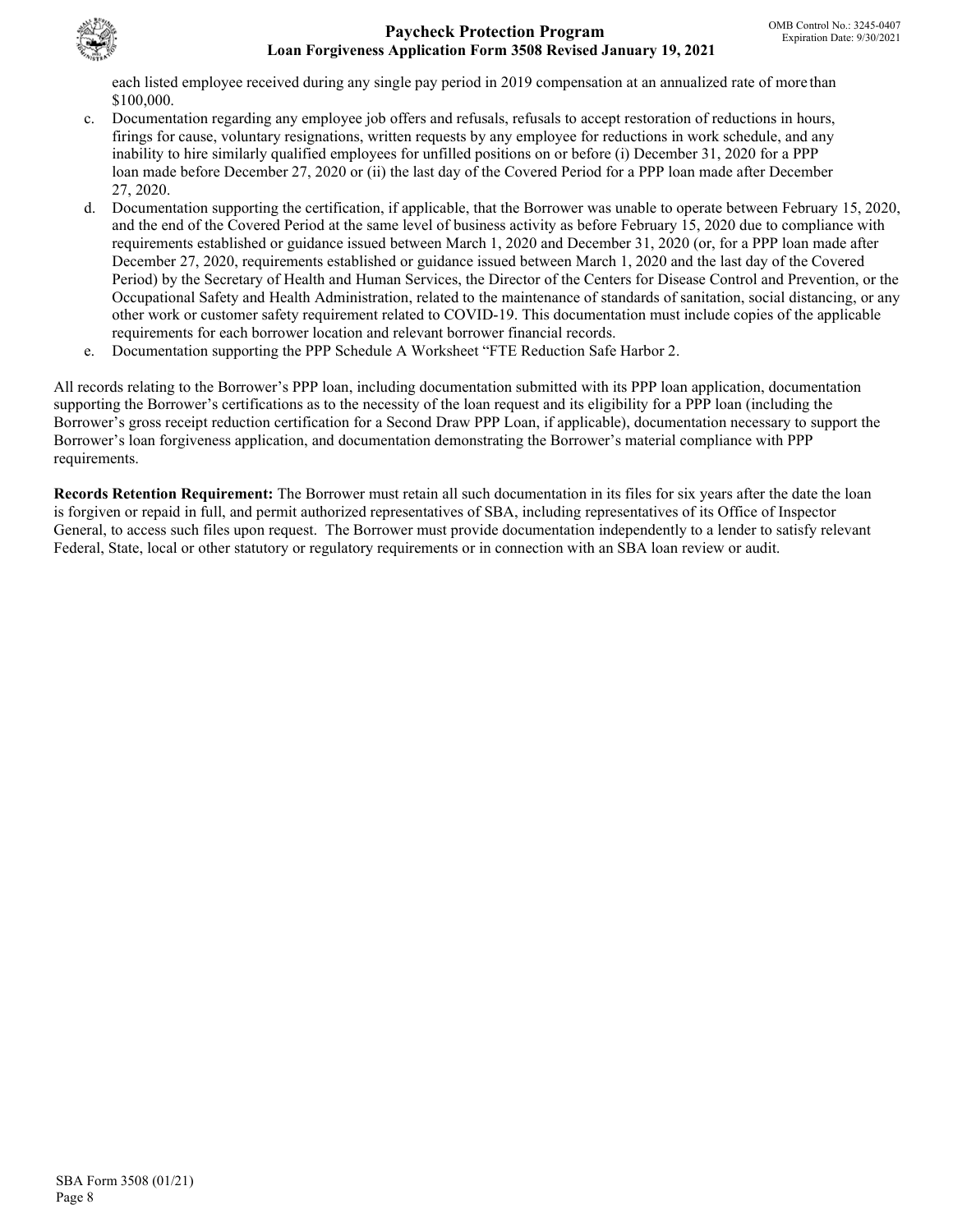each listed employee received during any single pay period in 2019 compensation at an annualized rate of more than $100,000.

c. Documentation regarding any employee job offers and refusals, refusals to accept restoration of reductions in hours, firings for cause, voluntary resignations, written requests by any employee for reductions in work schedule, and any inability to hire similarly qualified employees for unfilled positions on or before (i) December 31, 2020 for a PPP loan made before December 27, 2020 or (ii) the last day of the Covered Period for a PPP loan made after December 27, 2020.
d. Documentation supporting the certification, if applicable, that the Borrower was unable to operate between February 15, 2020, and the end of the Covered Period at the same level of business activity as before February 15, 2020 due to compliance with requirements established or guidance issued between March 1, 2020 and December 31, 2020 (or, for a PPP loan made after December 27, 2020, requirements established or guidance issued between March 1, 2020 and the last day of the Covered Period) by the Secretary of Health and Human Services, the Director of the Centers for Disease Control and Prevention, or the Occupational Safety and Health Administration, related to the maintenance of standards of sanitation, social distancing, or any other work or customer safety requirement related to COVID-19. This documentation must include copies of the applicable requirements for each borrower location and relevant borrower financial records.
e. Documentation supporting the PPP Schedule A Worksheet "FTE Reduction Safe Harbor 2.

All records relating to the Borrower's PPP loan, including documentation submitted with its PPP loan application, documentation supporting the Borrower's certifications as to the necessity of the loan request and its eligibility for a PPP loan (including the Borrower's gross receipt reduction certification for a Second Draw PPP Loan, if applicable), documentation necessary to support the Borrower's loan forgiveness application, and documentation demonstrating the Borrower's material compliance with PPP requirements.

**Records Retention Requirement:** The Borrower must retain all such documentation in its files for six years after the date the loan is forgiven or repaid in full, and permit authorized representatives of SBA, including representatives of its Office of Inspector General, to access such files upon request. The Borrower must provide documentation independently to a lender to satisfy relevant Federal, State, local or other statutory or regulatory requirements or in connection with an SBA loan review or audit.